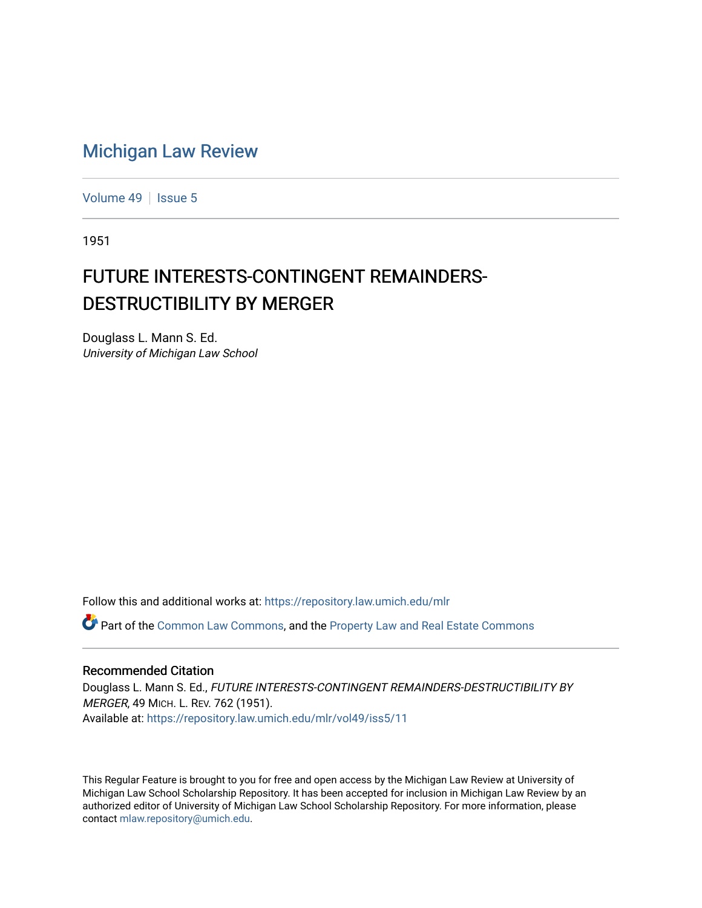# Michigan Law Review

Volume 49 | Issue 5

1951

## FUTURE INTERESTS-CONTINGENT REMAINDERS-DESTRUCTIBILITY BY MERGER

Douglass L. Mann S. Ed.
*University of Michigan Law School*

Follow this and additional works at: https://repository.law.umich.edu/mlr

Part of the Common Law Commons, and the Property Law and Real Estate Commons

### Recommended Citation

Douglass L. Mann S. Ed., *FUTURE INTERESTS-CONTINGENT REMAINDERS-DESTRUCTIBILITY BY MERGER*, 49 MICH. L. REV. 762 (1951).
Available at: https://repository.law.umich.edu/mlr/vol49/iss5/11

This Regular Feature is brought to you for free and open access by the Michigan Law Review at University of Michigan Law School Scholarship Repository. It has been accepted for inclusion in Michigan Law Review by an authorized editor of University of Michigan Law School Scholarship Repository. For more information, please contact mlaw.repository@umich.edu.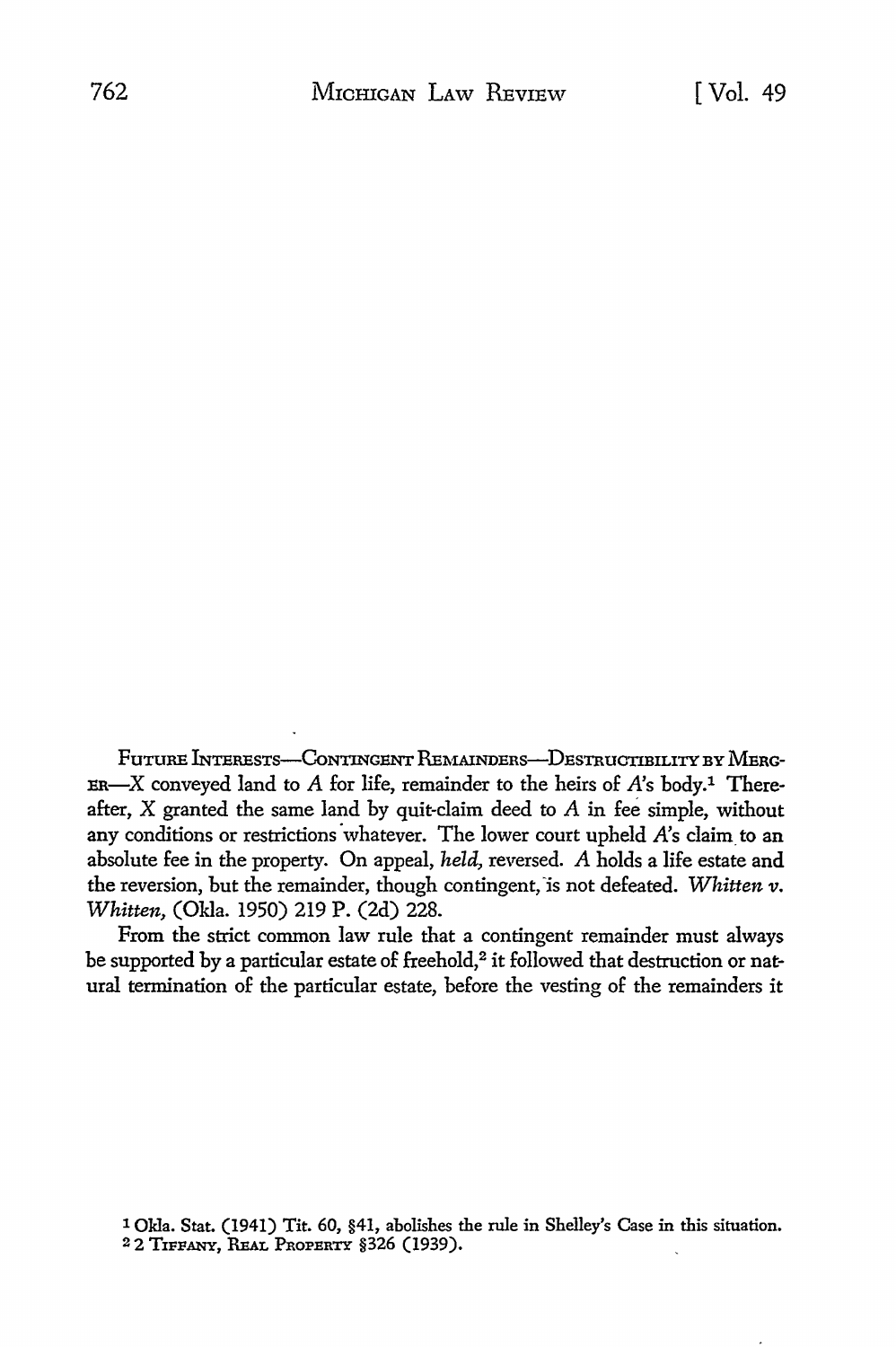FUTURE INTERESTS—CONTINGENT REMAINDERS—DESTRUCTIBILITY BY MERGER—*X* conveyed land to *A* for life, remainder to the heirs of *A*'s body.[1] Thereafter, *X* granted the same land by quit-claim deed to *A* in fee simple, without any conditions or restrictions whatever. The lower court upheld *A*'s claim to an absolute fee in the property. On appeal, *held,* reversed. *A* holds a life estate and the reversion, but the remainder, though contingent, is not defeated. *Whitten v. Whitten,* (Okla. 1950) 219 P. (2d) 228.

From the strict common law rule that a contingent remainder must always be supported by a particular estate of freehold,[2] it followed that destruction or natural termination of the particular estate, before the vesting of the remainders it

[1] Okla. Stat. (1941) Tit. 60, §41, abolishes the rule in Shelley's Case in this situation.

[2] 2 TIFFANY, REAL PROPERTY §326 (1939).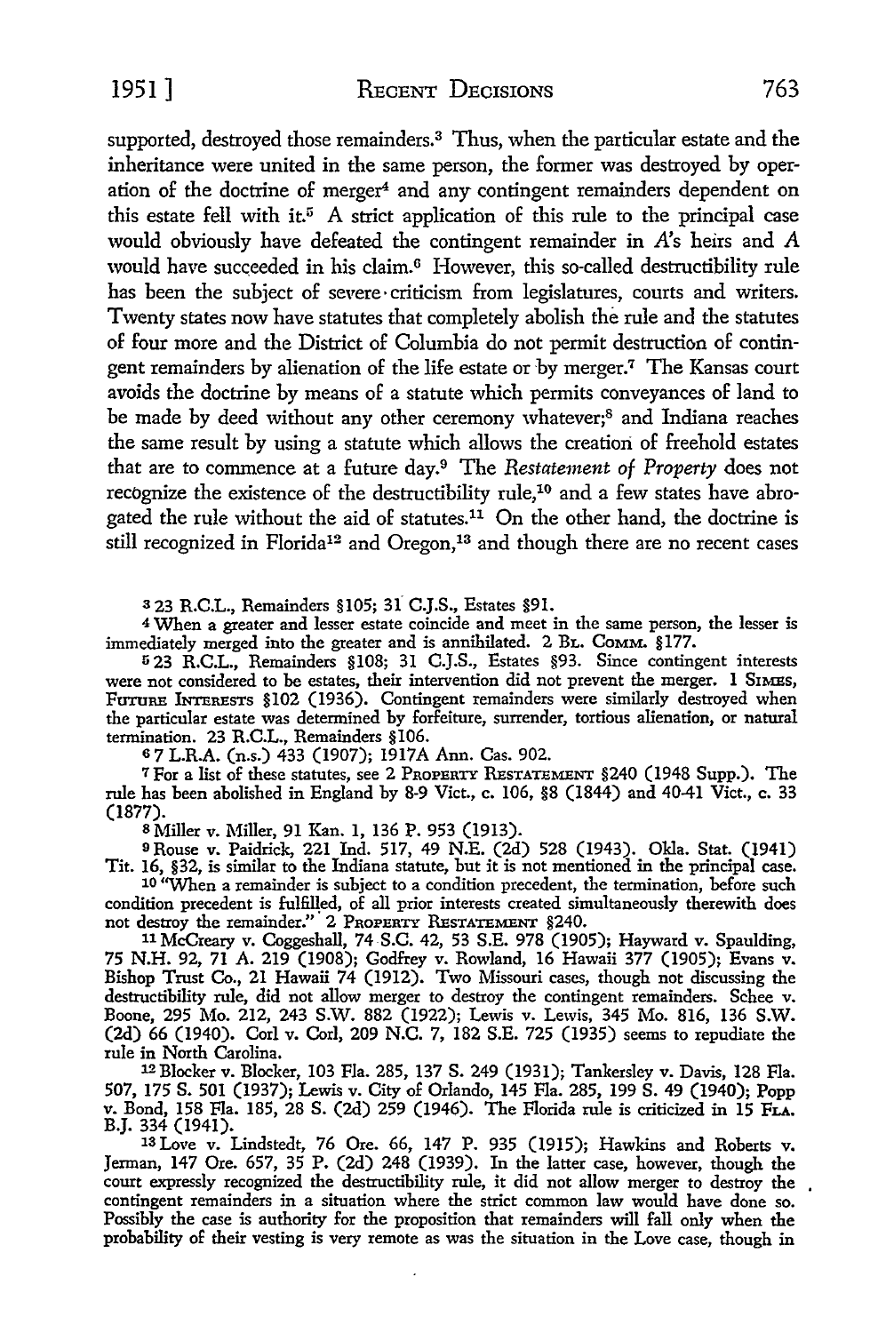supported, destroyed those remainders.[3] Thus, when the particular estate and the inheritance were united in the same person, the former was destroyed by operation of the doctrine of merger[4] and any contingent remainders dependent on this estate fell with it.[5] A strict application of this rule to the principal case would obviously have defeated the contingent remainder in *A*'s heirs and *A* would have succeeded in his claim.[6] However, this so-called destructibility rule has been the subject of severe criticism from legislatures, courts and writers. Twenty states now have statutes that completely abolish the rule and the statutes of four more and the District of Columbia do not permit destruction of contingent remainders by alienation of the life estate or by merger.[7] The Kansas court avoids the doctrine by means of a statute which permits conveyances of land to be made by deed without any other ceremony whatever;[8] and Indiana reaches the same result by using a statute which allows the creation of freehold estates that are to commence at a future day.[9] The *Restatement of Property* does not recognize the existence of the destructibility rule,[10] and a few states have abrogated the rule without the aid of statutes.[11] On the other hand, the doctrine is still recognized in Florida[12] and Oregon,[13] and though there are no recent cases

[3] 23 R.C.L., Remainders §105; 31 C.J.S., Estates §91.

[4] When a greater and lesser estate coincide and meet in the same person, the lesser is immediately merged into the greater and is annihilated. 2 BL. COMM. §177.

[5] 23 R.C.L., Remainders §108; 31 C.J.S., Estates §93. Since contingent interests were not considered to be estates, their intervention did not prevent the merger. 1 SIMES, FUTURE INTERESTS §102 (1936). Contingent remainders were similarly destroyed when the particular estate was determined by forfeiture, surrender, tortious alienation, or natural termination. 23 R.C.L., Remainders §106.

[6] 7 L.R.A. (n.s.) 433 (1907); 1917A Ann. Cas. 902.

[7] For a list of these statutes, see 2 PROPERTY RESTATEMENT §240 (1948 Supp.). The rule has been abolished in England by 8-9 Vict., c. 106, §8 (1844) and 40-41 Vict., c. 33 (1877).

[8] Miller v. Miller, 91 Kan. 1, 136 P. 953 (1913).

[9] Rouse v. Paidrick, 221 Ind. 517, 49 N.E. (2d) 528 (1943). Okla. Stat. (1941) Tit. 16, §32, is similar to the Indiana statute, but it is not mentioned in the principal case.

[10] "When a remainder is subject to a condition precedent, the termination, before such condition precedent is fulfilled, of all prior interests created simultaneously therewith does not destroy the remainder." 2 PROPERTY RESTATEMENT §240.

[11] McCreary v. Coggeshall, 74 S.C. 42, 53 S.E. 978 (1905); Hayward v. Spaulding, 75 N.H. 92, 71 A. 219 (1908); Godfrey v. Rowland, 16 Hawaii 377 (1905); Evans v. Bishop Trust Co., 21 Hawaii 74 (1912). Two Missouri cases, though not discussing the destructibility rule, did not allow merger to destroy the contingent remainders. Schee v. Boone, 295 Mo. 212, 243 S.W. 882 (1922); Lewis v. Lewis, 345 Mo. 816, 136 S.W. (2d) 66 (1940). Corl v. Corl, 209 N.C. 7, 182 S.E. 725 (1935) seems to repudiate the rule in North Carolina.

[12] Blocker v. Blocker, 103 Fla. 285, 137 S. 249 (1931); Tankersley v. Davis, 128 Fla. 507, 175 S. 501 (1937); Lewis v. City of Orlando, 145 Fla. 285, 199 S. 49 (1940); Popp v. Bond, 158 Fla. 185, 28 S. (2d) 259 (1946). The Florida rule is criticized in 15 FLA. B.J. 334 (1941).

[13] Love v. Lindstedt, 76 Ore. 66, 147 P. 935 (1915); Hawkins and Roberts v. Jerman, 147 Ore. 657, 35 P. (2d) 248 (1939). In the latter case, however, though the court expressly recognized the destructibility rule, it did not allow merger to destroy the contingent remainders in a situation where the strict common law would have done so. Possibly the case is authority for the proposition that remainders will fall only when the probability of their vesting is very remote as was the situation in the Love case, though in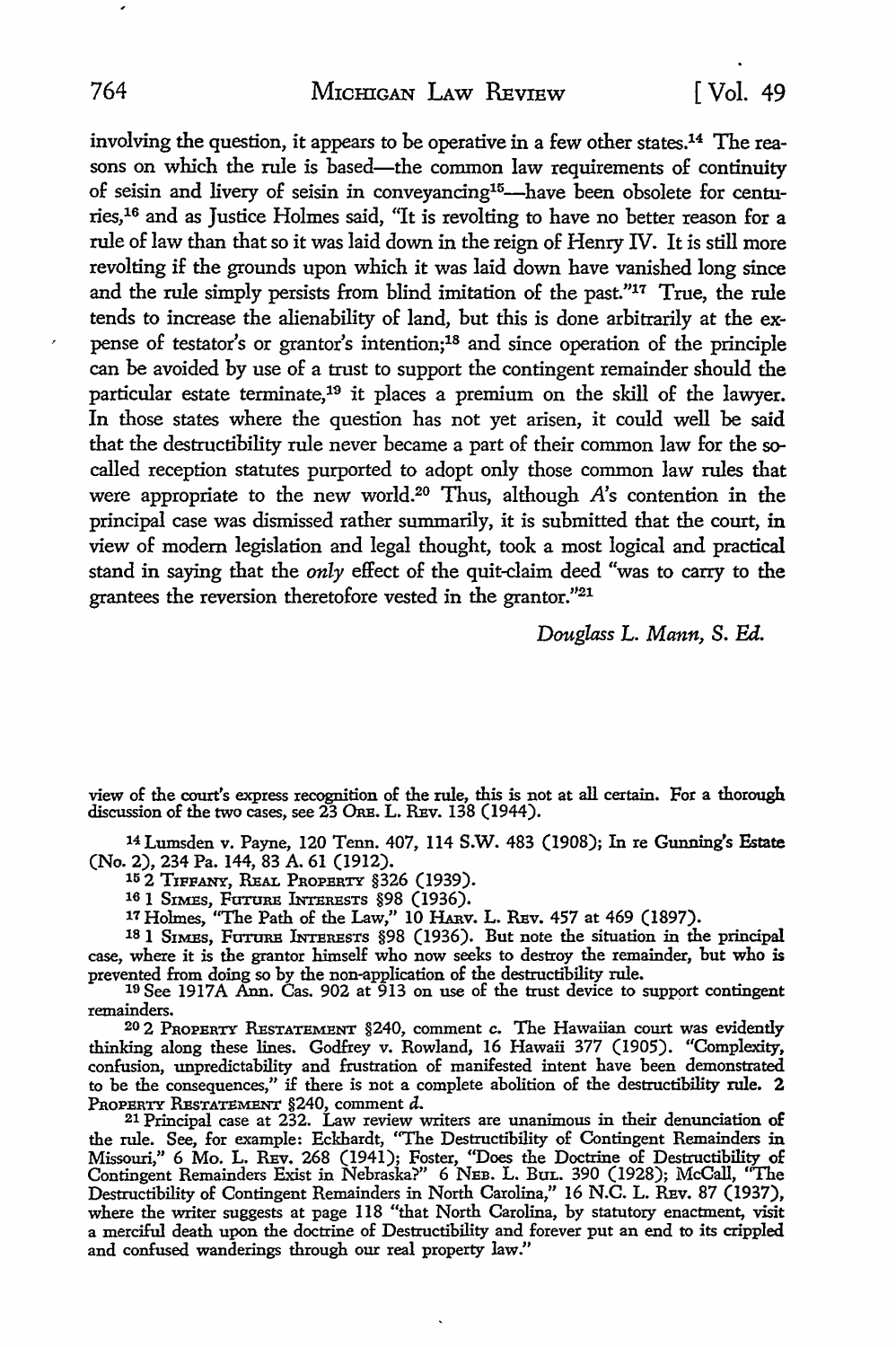involving the question, it appears to be operative in a few other states.[14] The reasons on which the rule is based—the common law requirements of continuity of seisin and livery of seisin in conveyancing[15]—have been obsolete for centuries,[16] and as Justice Holmes said, "It is revolting to have no better reason for a rule of law than that so it was laid down in the reign of Henry IV. It is still more revolting if the grounds upon which it was laid down have vanished long since and the rule simply persists from blind imitation of the past."[17] True, the rule tends to increase the alienability of land, but this is done arbitrarily at the expense of testator's or grantor's intention;[18] and since operation of the principle can be avoided by use of a trust to support the contingent remainder should the particular estate terminate,[19] it places a premium on the skill of the lawyer. In those states where the question has not yet arisen, it could well be said that the destructibility rule never became a part of their common law for the so-called reception statutes purported to adopt only those common law rules that were appropriate to the new world.[20] Thus, although *A*'s contention in the principal case was dismissed rather summarily, it is submitted that the court, in view of modern legislation and legal thought, took a most logical and practical stand in saying that the *only* effect of the quit-claim deed "was to carry to the grantees the reversion theretofore vested in the grantor."[21]

*Douglass L. Mann, S. Ed.*

view of the court's express recognition of the rule, this is not at all certain. For a thorough discussion of the two cases, see 23 Ore. L. Rev. 138 (1944).

[14] Lumsden v. Payne, 120 Tenn. 407, 114 S.W. 483 (1908); In re Gunning's Estate (No. 2), 234 Pa. 144, 83 A. 61 (1912).

[15] 2 Tiffany, Real Property §326 (1939).

[16] 1 Simes, Future Interests §98 (1936).

[17] Holmes, "The Path of the Law," 10 Harv. L. Rev. 457 at 469 (1897).

[18] 1 Simes, Future Interests §98 (1936). But note the situation in the principal case, where it is the grantor himself who now seeks to destroy the remainder, but who is prevented from doing so by the non-application of the destructibility rule.

[19] See 1917A Ann. Cas. 902 at 913 on use of the trust device to support contingent remainders.

[20] 2 Property Restatement §240, comment c. The Hawaiian court was evidently thinking along these lines. Godfrey v. Rowland, 16 Hawaii 377 (1905). "Complexity, confusion, unpredictability and frustration of manifested intent have been demonstrated to be the consequences," if there is not a complete abolition of the destructibility rule. 2 Property Restatement §240, comment *d*.

[21] Principal case at 232. Law review writers are unanimous in their denunciation of the rule. See, for example: Eckhardt, "The Destructibility of Contingent Remainders in Missouri," 6 Mo. L. Rev. 268 (1941); Foster, "Does the Doctrine of Destructibility of Contingent Remainders Exist in Nebraska?" 6 Neb. L. Bul. 390 (1928); McCall, "The Destructibility of Contingent Remainders in North Carolina," 16 N.C. L. Rev. 87 (1937), where the writer suggests at page 118 "that North Carolina, by statutory enactment, visit a merciful death upon the doctrine of Destructibility and forever put an end to its crippled and confused wanderings through our real property law."